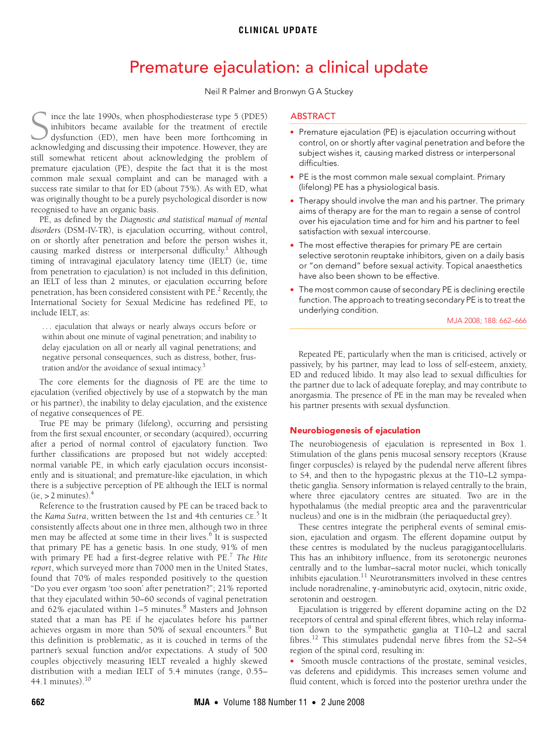# Premature ejaculation: a clinical update

Neil R Palmer and Bronwyn G A Stuckey

## ABSTRACT

- Premature ejaculation (PE) is ejaculation occurring without control, on or shortly after vaginal penetration and before the subject wishes it, causing marked distress or interpersonal difficulties.
- PE is the most common male sexual complaint. Primary (lifelong) PE has a physiological basis.
- Therapy should involve the man and his partner. The primary aims of therapy are for the man to regain a sense of control over his ejaculation time and for him and his partner to feel satisfaction with sexual intercourse.
- The most effective therapies for primary PE are certain selective serotonin reuptake inhibitors, given on a daily basis or "on demand" before sexual activity. Topical anaesthetics have also been shown to be effective.
- The most common cause of secondary PE is declining erectile function. The approach to treating secondary PE is to treat the underlying condition.

MJA 2008; 188: 662–666

Since the late 1990s, when phosphodiesterase type 5 (PDE5) inhibitors became available for the treatment of erectile dysfunction (ED), men have been more forthcoming in acknowledging and discussing their impotence. However, they are still somewhat reticent about acknowledging the problem of premature ejaculation (PE), despite the fact that it is the most common male sexual complaint and can be managed with a success rate similar to that for ED (about 75%). As with ED, what was originally thought to be a purely psychological disorder is now recognised to have an organic basis.

PE, as defined by the *Diagnostic and statistical manual of mental disorders* (DSM-IV-TR), is ejaculation occurring, without control, on or shortly after penetration and before the person wishes it, causing marked distress or interpersonal difficulty.[1] Although timing of intravaginal ejaculatory latency time (IELT) (ie, time from penetration to ejaculation) is not included in this definition, an IELT of less than 2 minutes, or ejaculation occurring before penetration, has been considered consistent with PE.[2] Recently, the International Society for Sexual Medicine has redefined PE, to include IELT, as:

> ... ejaculation that always or nearly always occurs before or within about one minute of vaginal penetration; and inability to delay ejaculation on all or nearly all vaginal penetrations; and negative personal consequences, such as distress, bother, frustration and/or the avoidance of sexual intimacy.[3]

The core elements for the diagnosis of PE are the time to ejaculation (verified objectively by use of a stopwatch by the man or his partner), the inability to delay ejaculation, and the existence of negative consequences of PE.

True PE may be primary (lifelong), occurring and persisting from the first sexual encounter, or secondary (acquired), occurring after a period of normal control of ejaculatory function. Two further classifications are proposed but not widely accepted: normal variable PE, in which early ejaculation occurs inconsistently and is situational; and premature-like ejaculation, in which there is a subjective perception of PE although the IELT is normal (ie, > 2 minutes).[4]

Reference to the frustration caused by PE can be traced back to the *Kama Sutra*, written between the 1st and 4th centuries CE.[5] It consistently affects about one in three men, although two in three men may be affected at some time in their lives.[6] It is suspected that primary PE has a genetic basis. In one study, 91% of men with primary PE had a first-degree relative with PE.[7] *The Hite report*, which surveyed more than 7000 men in the United States, found that 70% of males responded positively to the question "Do you ever orgasm 'too soon' after penetration?"; 21% reported that they ejaculated within 50–60 seconds of vaginal penetration and 62% ejaculated within 1–5 minutes.[8] Masters and Johnson stated that a man has PE if he ejaculates before his partner achieves orgasm in more than 50% of sexual encounters.[9] But this definition is problematic, as it is couched in terms of the partner's sexual function and/or expectations. A study of 500 couples objectively measuring IELT revealed a highly skewed distribution with a median IELT of 5.4 minutes (range, 0.55–44.1 minutes).[10]

Repeated PE, particularly when the man is criticised, actively or passively, by his partner, may lead to loss of self-esteem, anxiety, ED and reduced libido. It may also lead to sexual difficulties for the partner due to lack of adequate foreplay, and may contribute to anorgasmia. The presence of PE in the man may be revealed when his partner presents with sexual dysfunction.

## Neurobiogenesis of ejaculation

The neurobiogenesis of ejaculation is represented in Box 1. Stimulation of the glans penis mucosal sensory receptors (Krause finger corpuscles) is relayed by the pudendal nerve afferent fibres to S4, and then to the hypogastric plexus at the T10–L2 sympathetic ganglia. Sensory information is relayed centrally to the brain, where three ejaculatory centres are situated. Two are in the hypothalamus (the medial preoptic area and the paraventricular nucleus) and one is in the midbrain (the periaqueductal grey).

These centres integrate the peripheral events of seminal emission, ejaculation and orgasm. The efferent dopamine output by these centres is modulated by the nucleus paragigantocellularis. This has an inhibitory influence, from its serotonergic neurones centrally and to the lumbar–sacral motor nuclei, which tonically inhibits ejaculation.[11] Neurotransmitters involved in these centres include noradrenaline, γ-aminobutyric acid, oxytocin, nitric oxide, serotonin and oestrogen.

Ejaculation is triggered by efferent dopamine acting on the D2 receptors of central and spinal efferent fibres, which relay information down to the sympathetic ganglia at T10–L2 and sacral fibres.[12] This stimulates pudendal nerve fibres from the S2–S4 region of the spinal cord, resulting in:

- Smooth muscle contractions of the prostate, seminal vesicles, vas deferens and epididymis. This increases semen volume and fluid content, which is forced into the posterior urethra under the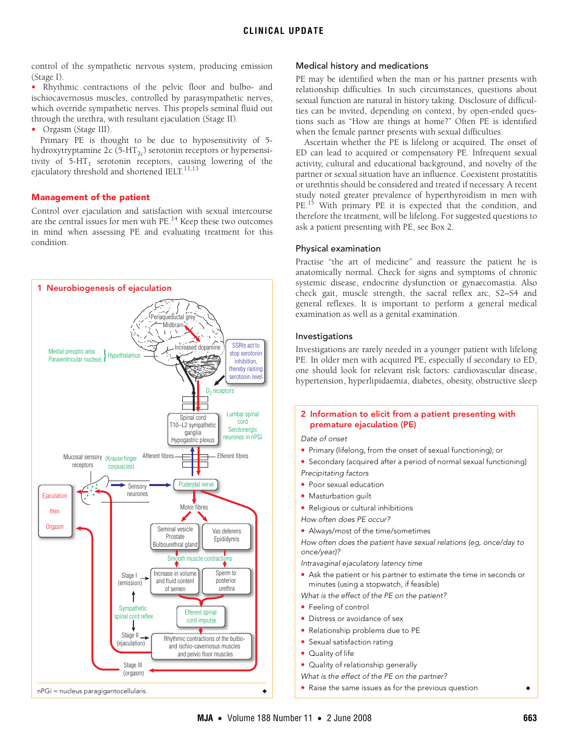control of the sympathetic nervous system, producing emission (Stage I).

- Rhythmic contractions of the pelvic floor and bulbo- and ischiocavernosus muscles, controlled by parasympathetic nerves, which override sympathetic nerves. This propels seminal fluid out through the urethra, with resultant ejaculation (Stage II).
- Orgasm (Stage III).

Primary PE is thought to be due to hyposensitivity of 5-hydroxytryptamine 2c ($5\text{-HT}_{2c}$) serotonin receptors or hypersensitivity of $5\text{-HT}_1$ serotonin receptors, causing lowering of the ejaculatory threshold and shortened IELT.[11,13]

## Management of the patient

Control over ejaculation and satisfaction with sexual intercourse are the central issues for men with PE.[14] Keep these two outcomes in mind when assessing PE and evaluating treatment for this condition.

### 1 Neurobiogenesis of ejaculation

Periaqueductal grey; Midbrain; Increased dopamine; SSRIs act to stop serotonin inhibition, thereby raising serotonin level; Medial preoptic area, Paraventricular nucleus } Hypothalamus; $D_2$ receptors; Spinal cord T10–L2 sympathetic ganglia Hypogastric plexus; Lumbar spinal cord Serotonergic neurones in nPGi; Mucosal sensory receptors (Krause finger corpuscles); Afferent fibres; Efferent fibres; Ejaculation then Orgasm; Sensory neurones; Pudendal nerve; Motor fibres; Seminal vesicle Prostate Bulbourethral gland; Vas deferens Epididymis; Smooth muscle contractions; Stage I (emission); Increase in volume and fluid content of semen; Sperm to posterior urethra; Sympathetic spinal cord reflex; Efferent spinal cord impulse; Stage II (ejaculation); Rhythmic contractions of the bulbo- and ischio-cavernosus muscles and pelvic floor muscles; Stage III (orgasm)

nPGi = nucleus paragigantocellularis.

### Medical history and medications

PE may be identified when the man or his partner presents with relationship difficulties. In such circumstances, questions about sexual function are natural in history taking. Disclosure of difficulties can be invited, depending on context, by open-ended questions such as "How are things at home?" Often PE is identified when the female partner presents with sexual difficulties.

Ascertain whether the PE is lifelong or acquired. The onset of ED can lead to acquired or compensatory PE. Infrequent sexual activity, cultural and educational background, and novelty of the partner or sexual situation have an influence. Coexistent prostatitis or urethritis should be considered and treated if necessary. A recent study noted greater prevalence of hyperthyroidism in men with PE.[15] With primary PE it is expected that the condition, and therefore the treatment, will be lifelong. For suggested questions to ask a patient presenting with PE, see Box 2.

### Physical examination

Practise "the art of medicine" and reassure the patient he is anatomically normal. Check for signs and symptoms of chronic systemic disease, endocrine dysfunction or gynaecomastia. Also check gait, muscle strength, the sacral reflex arc, S2–S4 and general reflexes. It is important to perform a general medical examination as well as a genital examination.

### Investigations

Investigations are rarely needed in a younger patient with lifelong PE. In older men with acquired PE, especially if secondary to ED, one should look for relevant risk factors: cardiovascular disease, hypertension, hyperlipidaemia, diabetes, obesity, obstructive sleep

### 2 Information to elicit from a patient presenting with premature ejaculation (PE)

*Date of onset*

- Primary (lifelong, from the onset of sexual functioning); or
- Secondary (acquired after a period of normal sexual functioning)

*Precipitating factors*

- Poor sexual education
- Masturbation guilt
- Religious or cultural inhibitions

*How often does PE occur?*

- Always/most of the time/sometimes

*How often does the patient have sexual relations (eg, once/day to once/year)?*

*Intravaginal ejaculatory latency time*

- Ask the patient or his partner to estimate the time in seconds or minutes (using a stopwatch, if feasible)

*What is the effect of the PE on the patient?*

- Feeling of control
- Distress or avoidance of sex
- Relationship problems due to PE
- Sexual satisfaction rating
- Quality of life
- Quality of relationship generally

*What is the effect of the PE on the partner?*

- Raise the same issues as for the previous question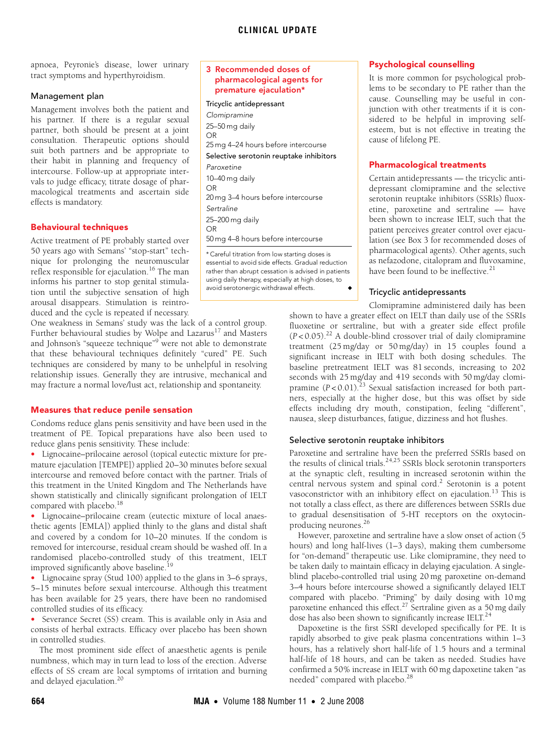apnoea, Peyronie's disease, lower urinary tract symptoms and hyperthyroidism.

### Management plan

Management involves both the patient and his partner. If there is a regular sexual partner, both should be present at a joint consultation. Therapeutic options should suit both partners and be appropriate to their habit in planning and frequency of intercourse. Follow-up at appropriate intervals to judge efficacy, titrate dosage of pharmacological treatments and ascertain side effects is mandatory.

## Behavioural techniques

Active treatment of PE probably started over 50 years ago with Semans' "stop-start" technique for prolonging the neuromuscular reflex responsible for ejaculation.[16] The man informs his partner to stop genital stimulation until the subjective sensation of high arousal disappears. Stimulation is reintroduced and the cycle is repeated if necessary. One weakness in Semans' study was the lack of a control group. Further behavioural studies by Wolpe and Lazarus[17] and Masters and Johnson's "squeeze technique"[9] were not able to demonstrate that these behavioural techniques definitely "cured" PE. Such techniques are considered by many to be unhelpful in resolving relationship issues. Generally they are intrusive, mechanical and may fracture a normal love/lust act, relationship and spontaneity.

## Measures that reduce penile sensation

Condoms reduce glans penis sensitivity and have been used in the treatment of PE. Topical preparations have also been used to reduce glans penis sensitivity. These include:

- Lignocaine–prilocaine aerosol (topical eutectic mixture for premature ejaculation [TEMPE]) applied 20–30 minutes before sexual intercourse and removed before contact with the partner. Trials of this treatment in the United Kingdom and The Netherlands have shown statistically and clinically significant prolongation of IELT compared with placebo.[18]
- Lignocaine–prilocaine cream (eutectic mixture of local anaesthetic agents [EMLA]) applied thinly to the glans and distal shaft and covered by a condom for 10–20 minutes. If the condom is removed for intercourse, residual cream should be washed off. In a randomised placebo-controlled study of this treatment, IELT improved significantly above baseline.[19]
- Lignocaine spray (Stud 100) applied to the glans in 3–6 sprays, 5–15 minutes before sexual intercourse. Although this treatment has been available for 25 years, there have been no randomised controlled studies of its efficacy.
- Severance Secret (SS) cream. This is available only in Asia and consists of herbal extracts. Efficacy over placebo has been shown in controlled studies.

The most prominent side effect of anaesthetic agents is penile numbness, which may in turn lead to loss of the erection. Adverse effects of SS cream are local symptoms of irritation and burning and delayed ejaculation.[20]

**3 Recommended doses of pharmacological agents for premature ejaculation***

**Tricyclic antidepressant**

*Clomipramine*

25–50 mg daily
OR
25 mg 4–24 hours before intercourse

**Selective serotonin reuptake inhibitors**

*Paroxetine*

10–40 mg daily
OR
20 mg 3–4 hours before intercourse

*Sertraline*

25–200 mg daily
OR
50 mg 4–8 hours before intercourse

\* Careful titration from low starting doses is essential to avoid side effects. Gradual reduction rather than abrupt cessation is advised in patients using daily therapy, especially at high doses, to avoid serotonergic withdrawal effects. ◆

## Psychological counselling

It is more common for psychological problems to be secondary to PE rather than the cause. Counselling may be useful in conjunction with other treatments if it is considered to be helpful in improving self-esteem, but is not effective in treating the cause of lifelong PE.

## Pharmacological treatments

Certain antidepressants — the tricyclic antidepressant clomipramine and the selective serotonin reuptake inhibitors (SSRIs) fluoxetine, paroxetine and sertraline — have been shown to increase IELT, such that the patient perceives greater control over ejaculation (see Box 3 for recommended doses of pharmacological agents). Other agents, such as nefazodone, citalopram and fluvoxamine, have been found to be ineffective.[21]

### Tricyclic antidepressants

Clomipramine administered daily has been shown to have a greater effect on IELT than daily use of the SSRIs fluoxetine or sertraline, but with a greater side effect profile ($P < 0.05$).[22] A double-blind crossover trial of daily clomipramine treatment (25 mg/day or 50 mg/day) in 15 couples found a significant increase in IELT with both dosing schedules. The baseline pretreatment IELT was 81 seconds, increasing to 202 seconds with 25 mg/day and 419 seconds with 50 mg/day clomipramine ($P < 0.01$).[23] Sexual satisfaction increased for both partners, especially at the higher dose, but this was offset by side effects including dry mouth, constipation, feeling "different", nausea, sleep disturbances, fatigue, dizziness and hot flushes.

### Selective serotonin reuptake inhibitors

Paroxetine and sertraline have been the preferred SSRIs based on the results of clinical trials.[24,25] SSRIs block serotonin transporters at the synaptic cleft, resulting in increased serotonin within the central nervous system and spinal cord.[2] Serotonin is a potent vasoconstrictor with an inhibitory effect on ejaculation.[13] This is not totally a class effect, as there are differences between SSRIs due to gradual desensitisation of 5-HT receptors on the oxytocin-producing neurones.[26]

However, paroxetine and sertraline have a slow onset of action (5 hours) and long half-lives (1–3 days), making them cumbersome for "on-demand" therapeutic use. Like clomipramine, they need to be taken daily to maintain efficacy in delaying ejaculation. A single-blind placebo-controlled trial using 20 mg paroxetine on-demand 3–4 hours before intercourse showed a significantly delayed IELT compared with placebo. "Priming" by daily dosing with 10 mg paroxetine enhanced this effect.[27] Sertraline given as a 50 mg daily dose has also been shown to significantly increase IELT.[24]

Dapoxetine is the first SSRI developed specifically for PE. It is rapidly absorbed to give peak plasma concentrations within 1–3 hours, has a relatively short half-life of 1.5 hours and a terminal half-life of 18 hours, and can be taken as needed. Studies have confirmed a 50% increase in IELT with 60 mg dapoxetine taken "as needed" compared with placebo.[28]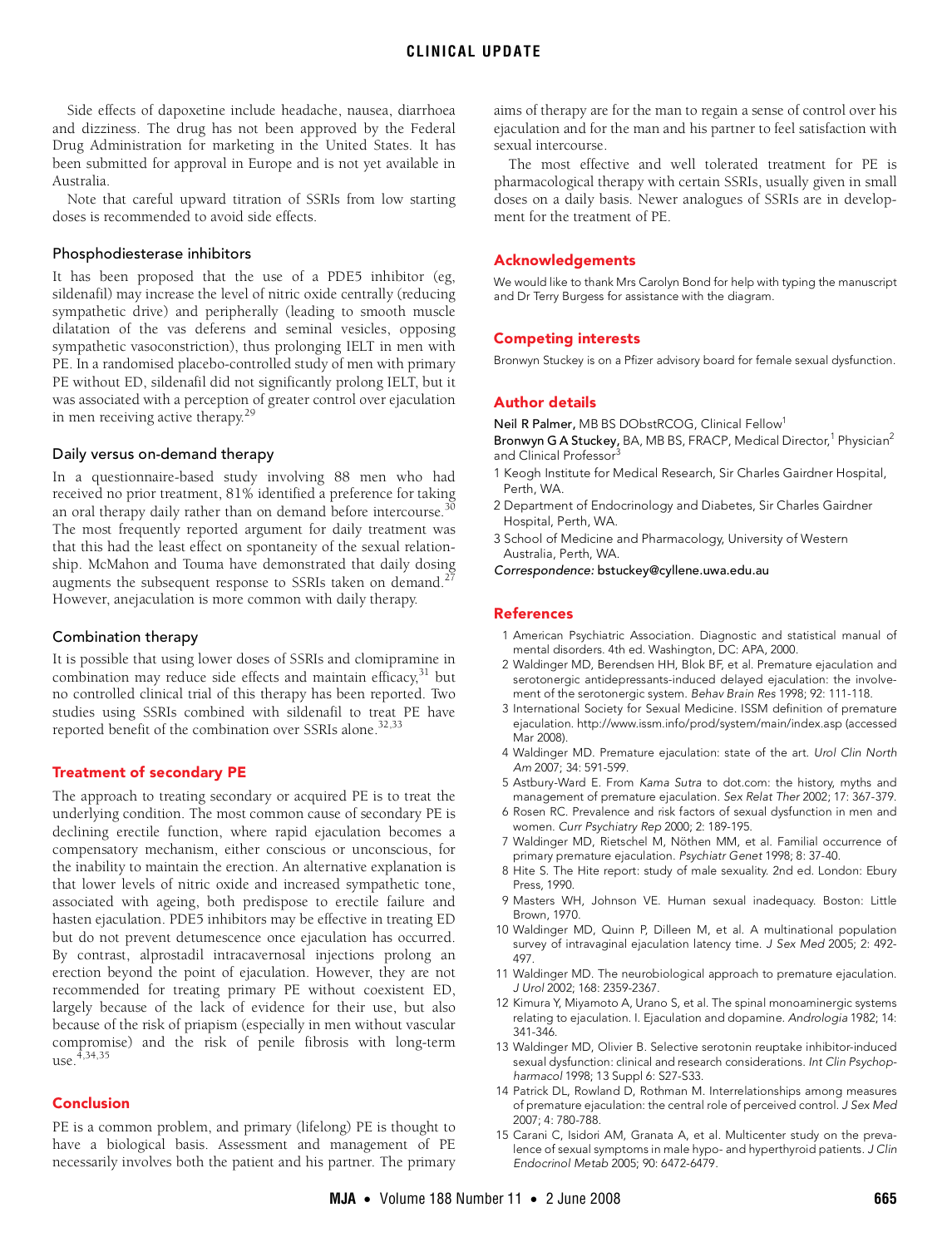Side effects of dapoxetine include headache, nausea, diarrhoea and dizziness. The drug has not been approved by the Federal Drug Administration for marketing in the United States. It has been submitted for approval in Europe and is not yet available in Australia.

Note that careful upward titration of SSRIs from low starting doses is recommended to avoid side effects.

### Phosphodiesterase inhibitors

It has been proposed that the use of a PDE5 inhibitor (eg, sildenafil) may increase the level of nitric oxide centrally (reducing sympathetic drive) and peripherally (leading to smooth muscle dilatation of the vas deferens and seminal vesicles, opposing sympathetic vasoconstriction), thus prolonging IELT in men with PE. In a randomised placebo-controlled study of men with primary PE without ED, sildenafil did not significantly prolong IELT, but it was associated with a perception of greater control over ejaculation in men receiving active therapy.[29]

### Daily versus on-demand therapy

In a questionnaire-based study involving 88 men who had received no prior treatment, 81% identified a preference for taking an oral therapy daily rather than on demand before intercourse.[30] The most frequently reported argument for daily treatment was that this had the least effect on spontaneity of the sexual relationship. McMahon and Touma have demonstrated that daily dosing augments the subsequent response to SSRIs taken on demand.[27] However, anejaculation is more common with daily therapy.

### Combination therapy

It is possible that using lower doses of SSRIs and clomipramine in combination may reduce side effects and maintain efficacy,[31] but no controlled clinical trial of this therapy has been reported. Two studies using SSRIs combined with sildenafil to treat PE have reported benefit of the combination over SSRIs alone.[32,33]

## Treatment of secondary PE

The approach to treating secondary or acquired PE is to treat the underlying condition. The most common cause of secondary PE is declining erectile function, where rapid ejaculation becomes a compensatory mechanism, either conscious or unconscious, for the inability to maintain the erection. An alternative explanation is that lower levels of nitric oxide and increased sympathetic tone, associated with ageing, both predispose to erectile failure and hasten ejaculation. PDE5 inhibitors may be effective in treating ED but do not prevent detumescence once ejaculation has occurred. By contrast, alprostadil intracavernosal injections prolong an erection beyond the point of ejaculation. However, they are not recommended for treating primary PE without coexistent ED, largely because of the lack of evidence for their use, but also because of the risk of priapism (especially in men without vascular compromise) and the risk of penile fibrosis with long-term use.[4,34,35]

## Conclusion

PE is a common problem, and primary (lifelong) PE is thought to have a biological basis. Assessment and management of PE necessarily involves both the patient and his partner. The primary aims of therapy are for the man to regain a sense of control over his ejaculation and for the man and his partner to feel satisfaction with sexual intercourse.

The most effective and well tolerated treatment for PE is pharmacological therapy with certain SSRIs, usually given in small doses on a daily basis. Newer analogues of SSRIs are in development for the treatment of PE.

## Acknowledgements

We would like to thank Mrs Carolyn Bond for help with typing the manuscript and Dr Terry Burgess for assistance with the diagram.

## Competing interests

Bronwyn Stuckey is on a Pfizer advisory board for female sexual dysfunction.

## Author details

**Neil R Palmer,** MB BS DObstRCOG, Clinical Fellow[1]
**Bronwyn G A Stuckey,** BA, MB BS, FRACP, Medical Director,[1] Physician[2] and Clinical Professor[3]

1 Keogh Institute for Medical Research, Sir Charles Gairdner Hospital, Perth, WA.
2 Department of Endocrinology and Diabetes, Sir Charles Gairdner Hospital, Perth, WA.
3 School of Medicine and Pharmacology, University of Western Australia, Perth, WA.

*Correspondence:* bstuckey@cyllene.uwa.edu.au

## References

1 American Psychiatric Association. Diagnostic and statistical manual of mental disorders. 4th ed. Washington, DC: APA, 2000.
2 Waldinger MD, Berendsen HH, Blok BF, et al. Premature ejaculation and serotonergic antidepressants-induced delayed ejaculation: the involvement of the serotonergic system. *Behav Brain Res* 1998; 92: 111-118.
3 International Society for Sexual Medicine. ISSM definition of premature ejaculation. http://www.issm.info/prod/system/main/index.asp (accessed Mar 2008).
4 Waldinger MD. Premature ejaculation: state of the art. *Urol Clin North Am* 2007; 34: 591-599.
5 Astbury-Ward E. From *Kama Sutra* to dot.com: the history, myths and management of premature ejaculation. *Sex Relat Ther* 2002; 17: 367-379.
6 Rosen RC. Prevalence and risk factors of sexual dysfunction in men and women. *Curr Psychiatry Rep* 2000; 2: 189-195.
7 Waldinger MD, Rietschel M, Nöthen MM, et al. Familial occurrence of primary premature ejaculation. *Psychiatr Genet* 1998; 8: 37-40.
8 Hite S. The Hite report: study of male sexuality. 2nd ed. London: Ebury Press, 1990.
9 Masters WH, Johnson VE. Human sexual inadequacy. Boston: Little Brown, 1970.
10 Waldinger MD, Quinn P, Dilleen M, et al. A multinational population survey of intravaginal ejaculation latency time. *J Sex Med* 2005; 2: 492-497.
11 Waldinger MD. The neurobiological approach to premature ejaculation. *J Urol* 2002; 168: 2359-2367.
12 Kimura Y, Miyamoto A, Urano S, et al. The spinal monoaminergic systems relating to ejaculation. I. Ejaculation and dopamine. *Andrologia* 1982; 14: 341-346.
13 Waldinger MD, Olivier B. Selective serotonin reuptake inhibitor-induced sexual dysfunction: clinical and research considerations. *Int Clin Psychopharmacol* 1998; 13 Suppl 6: S27-S33.
14 Patrick DL, Rowland D, Rothman M. Interrelationships among measures of premature ejaculation: the central role of perceived control. *J Sex Med* 2007; 4: 780-788.
15 Carani C, Isidori AM, Granata A, et al. Multicenter study on the prevalence of sexual symptoms in male hypo- and hyperthyroid patients. *J Clin Endocrinol Metab* 2005; 90: 6472-6479.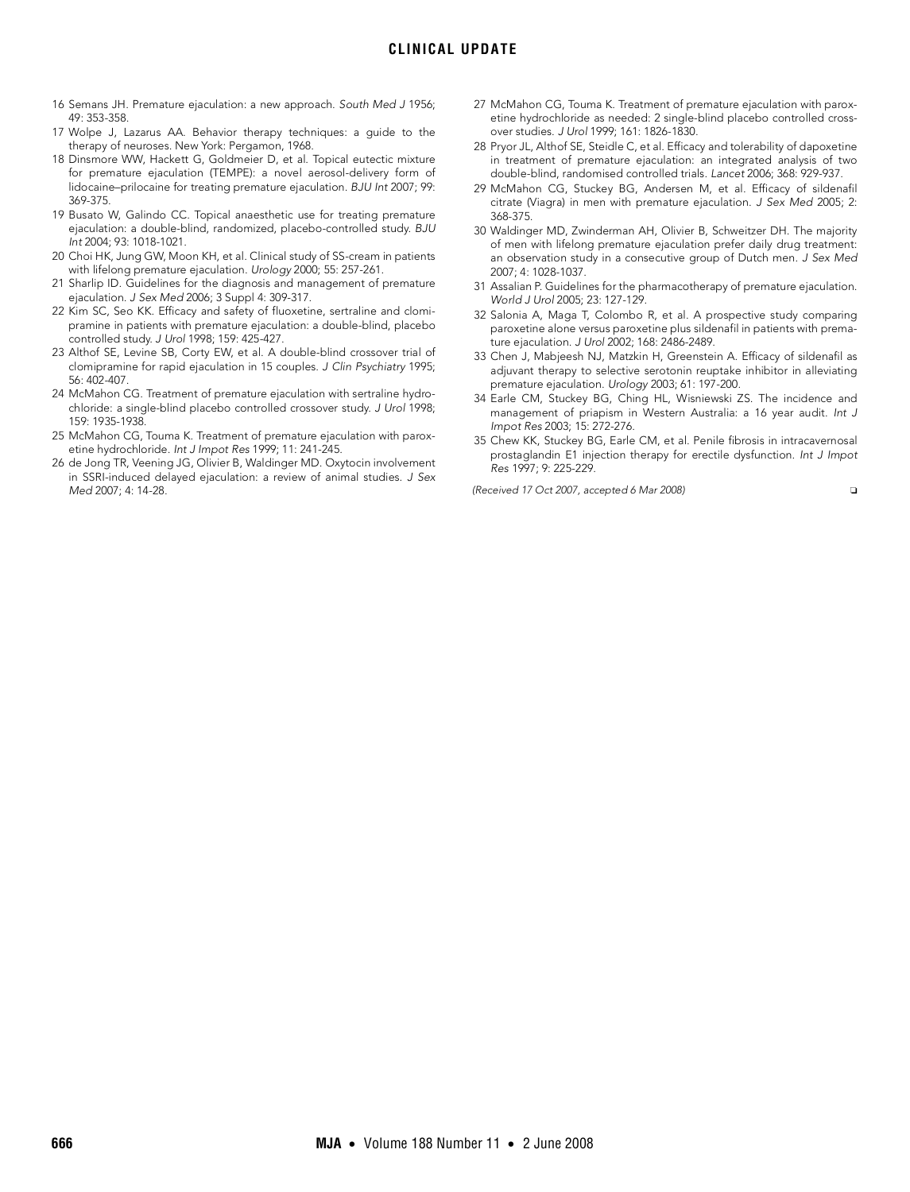16 Semans JH. Premature ejaculation: a new approach. *South Med J* 1956; 49: 353-358.

17 Wolpe J, Lazarus AA. Behavior therapy techniques: a guide to the therapy of neuroses. New York: Pergamon, 1968.

18 Dinsmore WW, Hackett G, Goldmeier D, et al. Topical eutectic mixture for premature ejaculation (TEMPE): a novel aerosol-delivery form of lidocaine–prilocaine for treating premature ejaculation. *BJU Int* 2007; 99: 369-375.

19 Busato W, Galindo CC. Topical anaesthetic use for treating premature ejaculation: a double-blind, randomized, placebo-controlled study. *BJU Int* 2004; 93: 1018-1021.

20 Choi HK, Jung GW, Moon KH, et al. Clinical study of SS-cream in patients with lifelong premature ejaculation. *Urology* 2000; 55: 257-261.

21 Sharlip ID. Guidelines for the diagnosis and management of premature ejaculation. *J Sex Med* 2006; 3 Suppl 4: 309-317.

22 Kim SC, Seo KK. Efficacy and safety of fluoxetine, sertraline and clomipramine in patients with premature ejaculation: a double-blind, placebo controlled study. *J Urol* 1998; 159: 425-427.

23 Althof SE, Levine SB, Corty EW, et al. A double-blind crossover trial of clomipramine for rapid ejaculation in 15 couples. *J Clin Psychiatry* 1995; 56: 402-407.

24 McMahon CG. Treatment of premature ejaculation with sertraline hydrochloride: a single-blind placebo controlled crossover study. *J Urol* 1998; 159: 1935-1938.

25 McMahon CG, Touma K. Treatment of premature ejaculation with paroxetine hydrochloride. *Int J Impot Res* 1999; 11: 241-245.

26 de Jong TR, Veening JG, Olivier B, Waldinger MD. Oxytocin involvement in SSRI-induced delayed ejaculation: a review of animal studies. *J Sex Med* 2007; 4: 14-28.

27 McMahon CG, Touma K. Treatment of premature ejaculation with paroxetine hydrochloride as needed: 2 single-blind placebo controlled crossover studies. *J Urol* 1999; 161: 1826-1830.

28 Pryor JL, Althof SE, Steidle C, et al. Efficacy and tolerability of dapoxetine in treatment of premature ejaculation: an integrated analysis of two double-blind, randomised controlled trials. *Lancet* 2006; 368: 929-937.

29 McMahon CG, Stuckey BG, Andersen M, et al. Efficacy of sildenafil citrate (Viagra) in men with premature ejaculation. *J Sex Med* 2005; 2: 368-375.

30 Waldinger MD, Zwinderman AH, Olivier B, Schweitzer DH. The majority of men with lifelong premature ejaculation prefer daily drug treatment: an observation study in a consecutive group of Dutch men. *J Sex Med* 2007; 4: 1028-1037.

31 Assalian P. Guidelines for the pharmacotherapy of premature ejaculation. *World J Urol* 2005; 23: 127-129.

32 Salonia A, Maga T, Colombo R, et al. A prospective study comparing paroxetine alone versus paroxetine plus sildenafil in patients with premature ejaculation. *J Urol* 2002; 168: 2486-2489.

33 Chen J, Mabjeesh NJ, Matzkin H, Greenstein A. Efficacy of sildenafil as adjuvant therapy to selective serotonin reuptake inhibitor in alleviating premature ejaculation. *Urology* 2003; 61: 197-200.

34 Earle CM, Stuckey BG, Ching HL, Wisniewski ZS. The incidence and management of priapism in Western Australia: a 16 year audit. *Int J Impot Res* 2003; 15: 272-276.

35 Chew KK, Stuckey BG, Earle CM, et al. Penile fibrosis in intracavernosal prostaglandin E1 injection therapy for erectile dysfunction. *Int J Impot Res* 1997; 9: 225-229.

*(Received 17 Oct 2007, accepted 6 Mar 2008)*